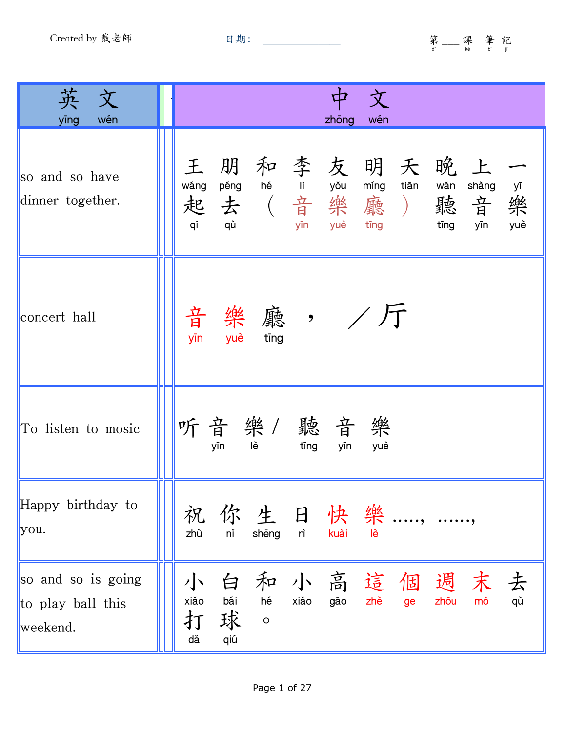Created by 戴老師 &nbsp;&nbsp;&nbsp; 日期：__________ &nbsp;&nbsp;&nbsp; 第___課筆記

| 英文 yīng wén | 中文 zhōng wén |
| --- | --- |
| so and so have dinner together. | 王朋和李友明天晚上一起去（音樂廳）聽音樂<br>wáng péng hé lǐ yǒu míng tiān wǎn shàng yī qǐ qù （yīn yuè tīng） tīng yīn yuè |
| concert hall | 音樂廳，／厅<br>yīn yuè tīng |
| To listen to mosic | 听音樂／聽音樂<br>yīn lè / tīng yīn yuè |
| Happy birthday to you. | 祝你生日快樂……，……，<br>zhù nǐ shēng rì kuài lè |
| so and so is going to play ball this weekend. | 小白和小高這個週末去打球。<br>xiǎo bái hé xiǎo gāo zhè ge zhōu mò qù dǎ qiú |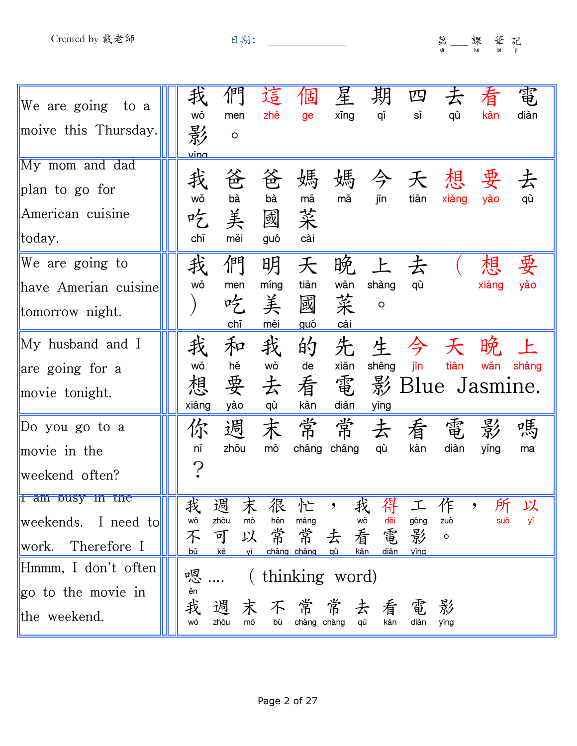| | |
|---|---|
| We are going to a moive this Thursday. | 我們這個星期四去看電影。 wǒ men zhè ge xīng qí sì qù kàn diàn yǐng |
| My mom and dad plan to go for American cuisine today. | 我爸爸媽媽今天想要去吃美國菜 wǒ bà bà mā mā jīn tiān xiǎng yào qù chī měi guó cài |
| We are going to have Amerian cuisine tomorrow night. | 我們明天晚上去（想要）吃美國菜。 wǒ men míng tiān wǎn shàng qù xiǎng yào chī měi guó cài |
| My husband and I are going for a movie tonight. | 我和我的先生今天晚上想要去看電影 Blue Jasmine. wǒ hé wǒ de xiān shēng jīn tiān wǎn shàng xiǎng yào qù kàn diàn yǐng |
| Do you go to a movie in the weekend often? | 你週末常常去看電影嗎？ nǐ zhōu mò cháng cháng qù kàn diàn yǐng ma |
| I am busy in the weekends. I need to work. Therefore I | 我週末很忙，我得工作，所以不可以常常去看電影。 wǒ zhōu mò hěn máng wǒ děi gōng zuò suǒ yǐ bú kě yǐ cháng cháng qù kàn diàn yǐng |
| Hmmm, I don't often go to the movie in the weekend. | 嗯 ....（thinking word） ēn 我週末不常常去看電影 wǒ zhōu mò bú cháng cháng qù kàn diàn yǐng |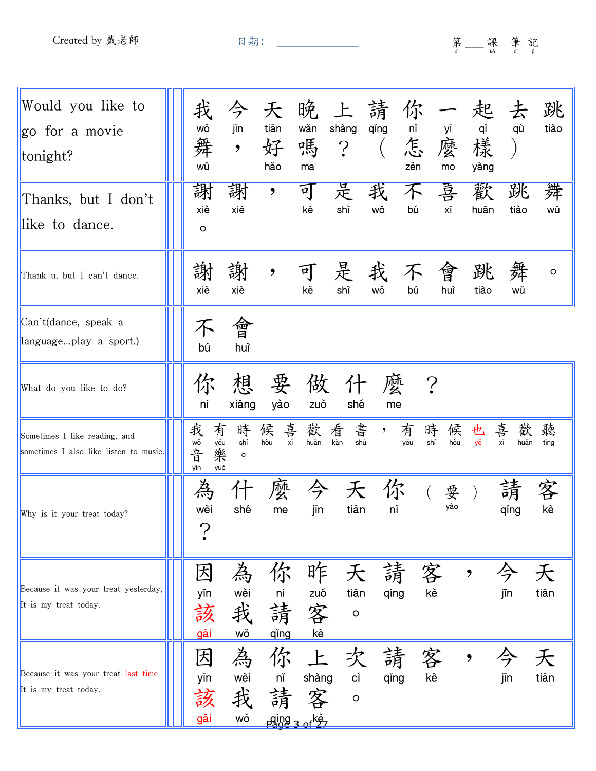Created by 戴老師　　日期：__________　　第___課 筆記

| English | Chinese |
|---|---|
| Would you like to go for a movie tonight? | 我今天晚上請你一起去跳舞，好嗎？（怎麼樣）<br>wǒ jīn tiān wǎn shàng qǐng nǐ yī qǐ qù tiào wǔ, hǎo ma? (zěn mo yàng) |
| Thanks, but I don't like to dance. | 謝謝，可是我不喜歡跳舞。<br>xiè xiè, kě shì wǒ bú xǐ huān tiào wǔ. |
| Thank u, but I can't dance. | 謝謝，可是我不會跳舞。<br>xiè xiè, kě shì wǒ bú huì tiào wǔ. |
| Can't(dance, speak a language...play a sport.) | 不會<br>bú huì |
| What do you like to do? | 你想要做什麼？<br>nǐ xiǎng yào zuò shé me? |
| Sometimes I like reading, and sometimes I also like listen to music. | 我有時候喜歡看書，有時候也喜歡聽音樂。<br>wǒ yǒu shí hòu xǐ huān kàn shū, yǒu shí hòu yě xǐ huān tīng yīn yuè. |
| Why is it your treat today? | 為什麼今天你（要）請客？<br>wèi shé me jīn tiān nǐ (yào) qǐng kè? |
| Because it was your treat yesterday, It is my treat today. | 因為你昨天請客，今天該我請客。<br>yīn wèi nǐ zuó tiān qǐng kè, jīn tiān gāi wǒ qǐng kè. |
| Because it was your treat last time It is my treat today. | 因為你上次請客，今天該我請客。<br>yīn wèi nǐ shàng cì qǐng kè, jīn tiān gāi wǒ qǐng kè. |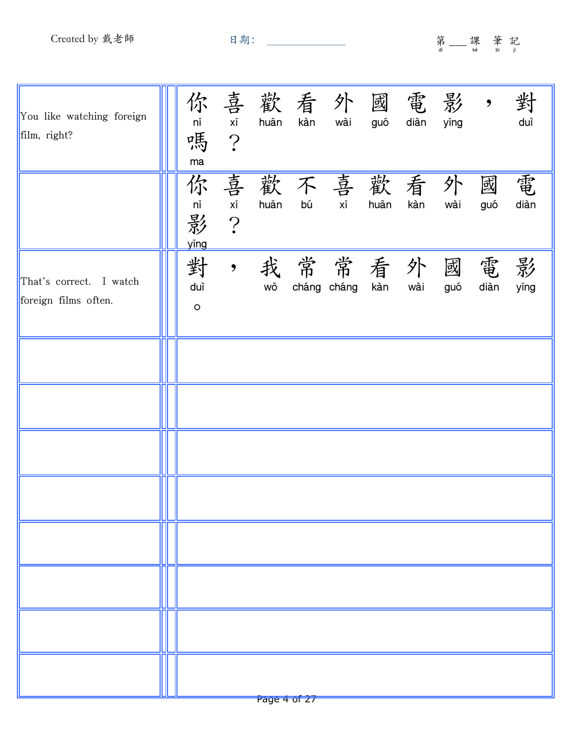| | |
|---|---|
| You like watching foreign film, right? | 你喜歡看外國電影，對嗎？<br>nǐ xǐ huān kàn wài guó diàn yǐng duì ma |
| | 你喜歡不喜歡看外國電影？<br>nǐ xǐ huān bú xǐ huān kàn wài guó diàn yǐng |
| That's correct. I watch foreign films often. | 對，我常常看外國電影。<br>duì wǒ cháng cháng kàn wài guó diàn yǐng |
| | |
| | |
| | |
| | |
| | |
| | |
| | |
| | |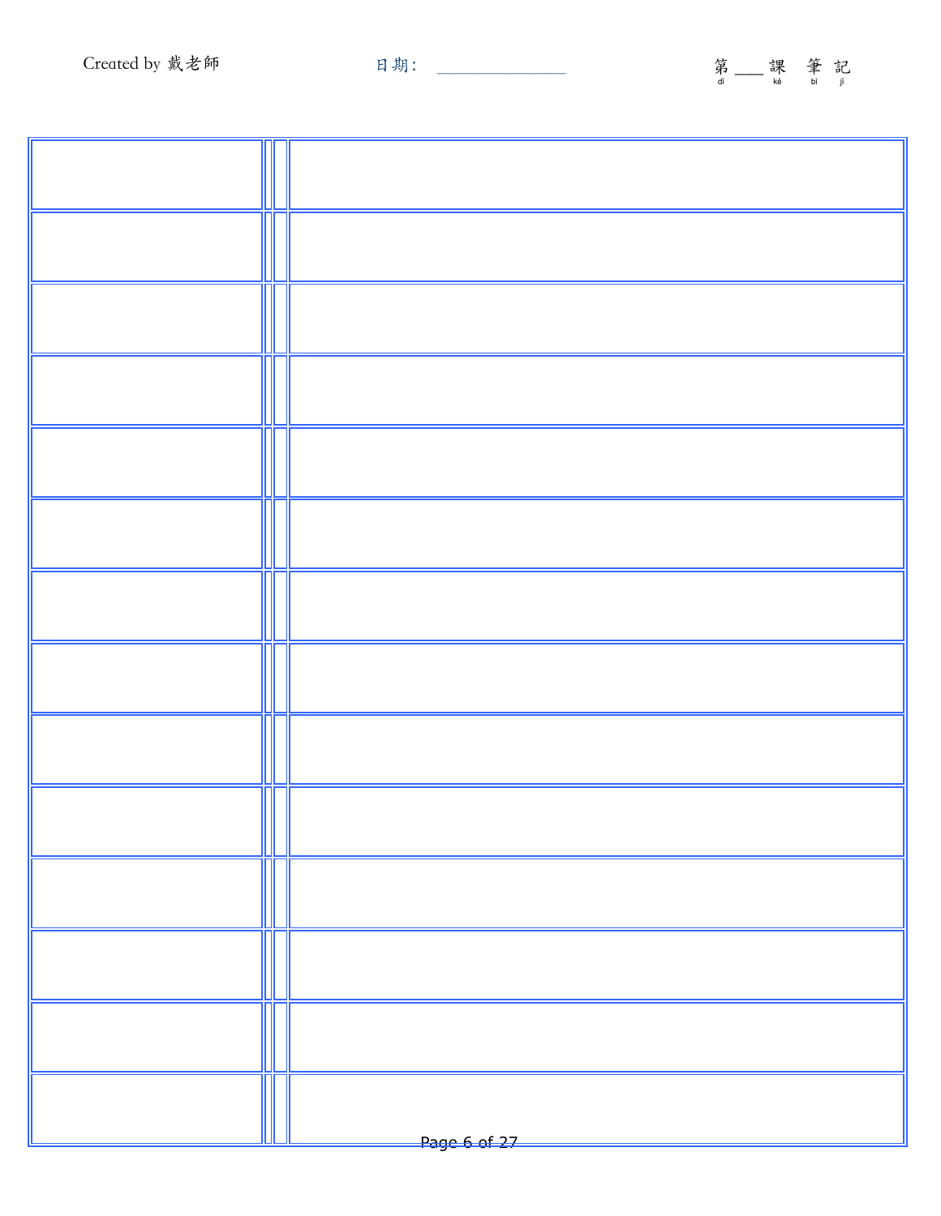日期：______________

第___課 筆記

| | | |
|---|---|---|
| | | |
| | | |
| | | |
| | | |
| | | |
| | | |
| | | |
| | | |
| | | |
| | | |
| | | |
| | | |
| | | |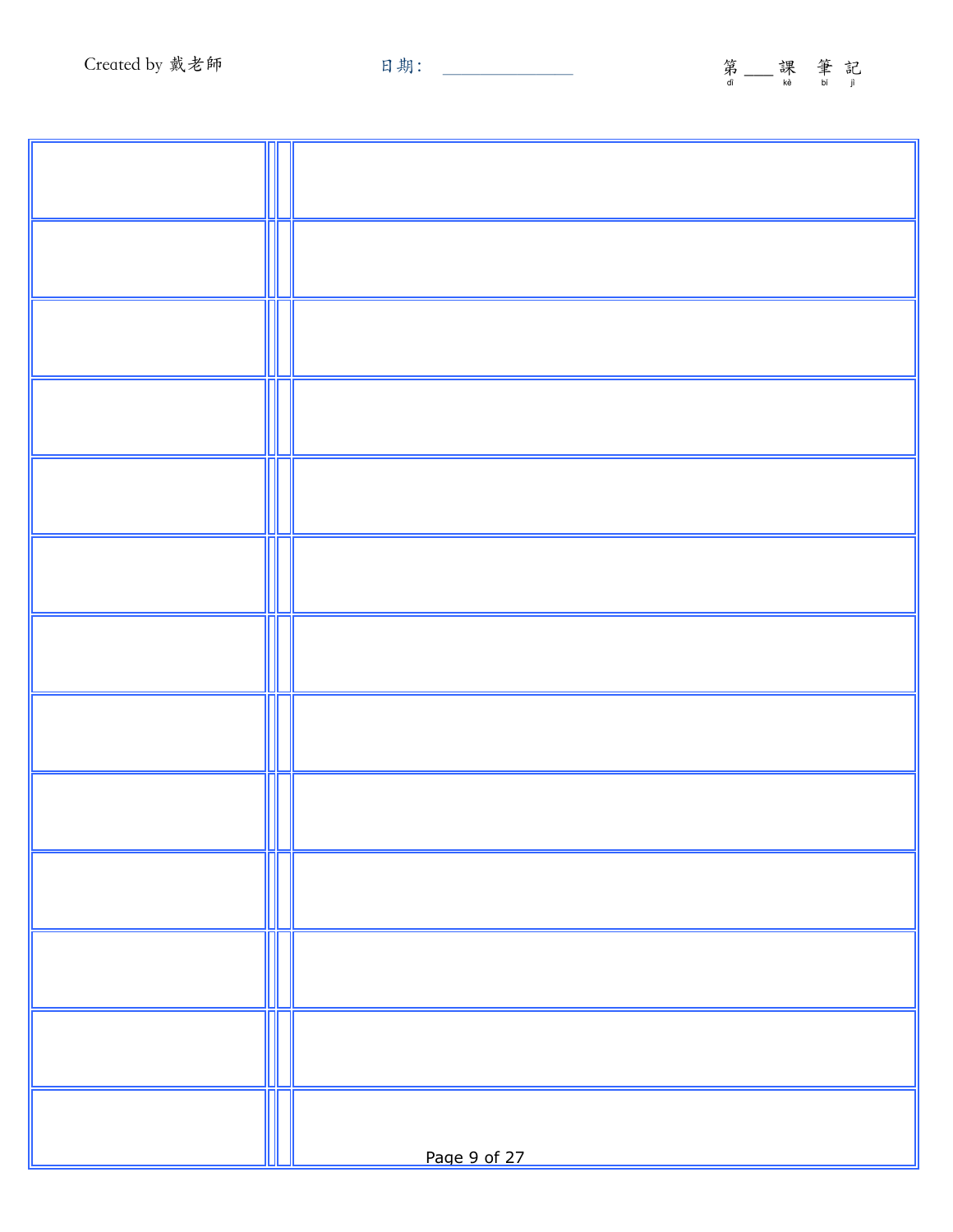Created by 戴老師

日期：\_\_\_\_\_\_\_\_\_\_

第\_\_\_課 筆記

| | | | |
|---|---|---|---|
| | | | |
| | | | |
| | | | |
| | | | |
| | | | |
| | | | |
| | | | |
| | | | |
| | | | |
| | | | |
| | | | |
| | | | |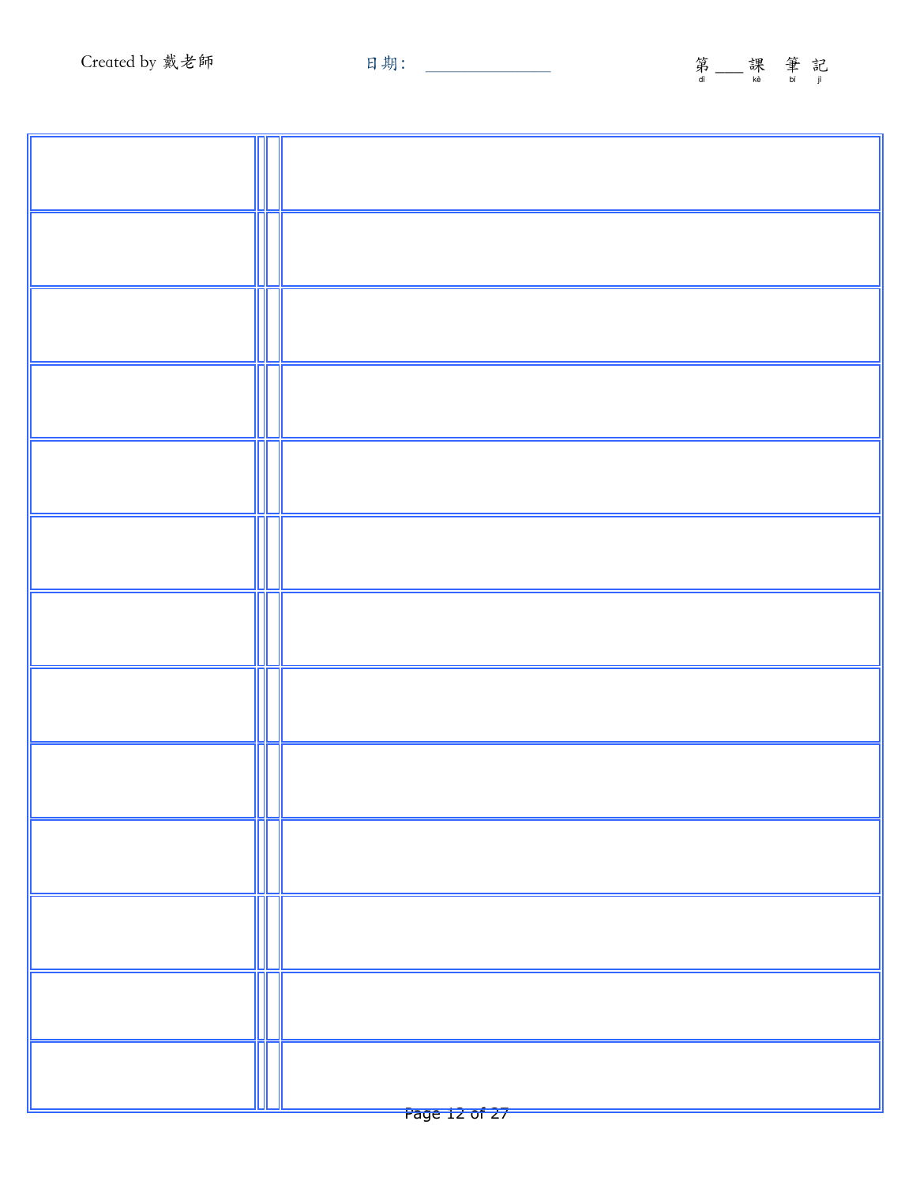Created by 戴老師

日期：\_\_\_\_\_\_\_\_\_\_\_\_\_\_

第\_\_\_課 筆記
(dì kè bǐ jì)

| | | |
|---|---|---|
| | | |
| | | |
| | | |
| | | |
| | | |
| | | |
| | | |
| | | |
| | | |
| | | |
| | | |
| | | |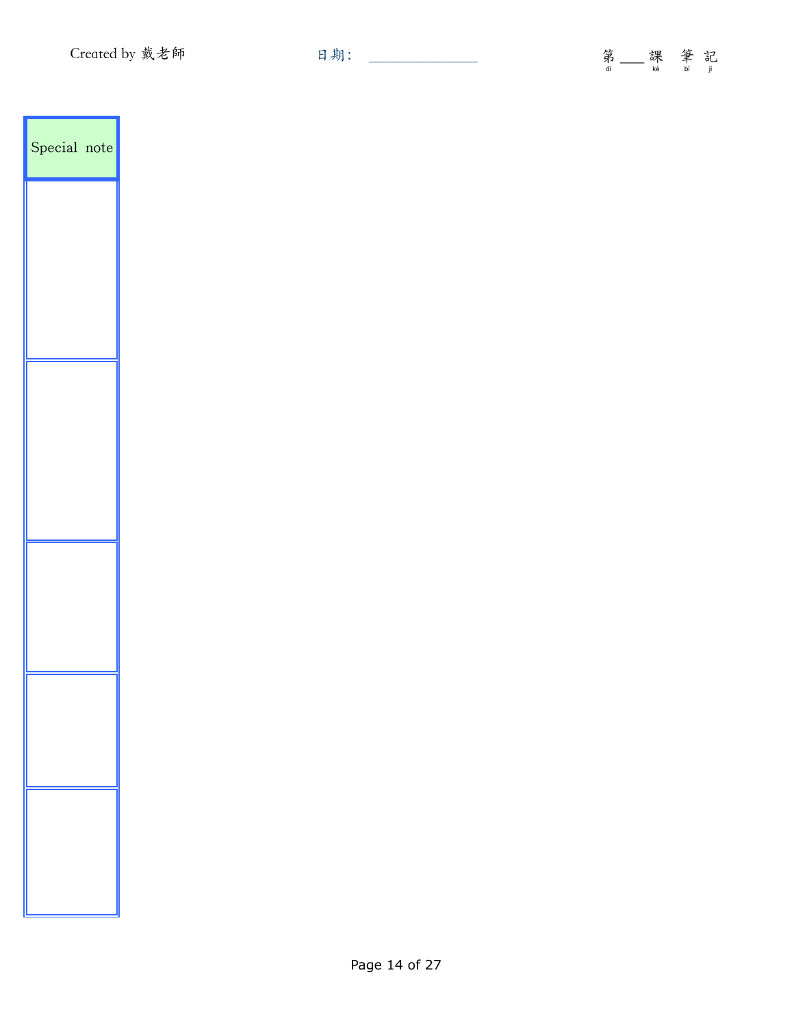| Special note |
| --- |
| |
| |
| |
| |
| |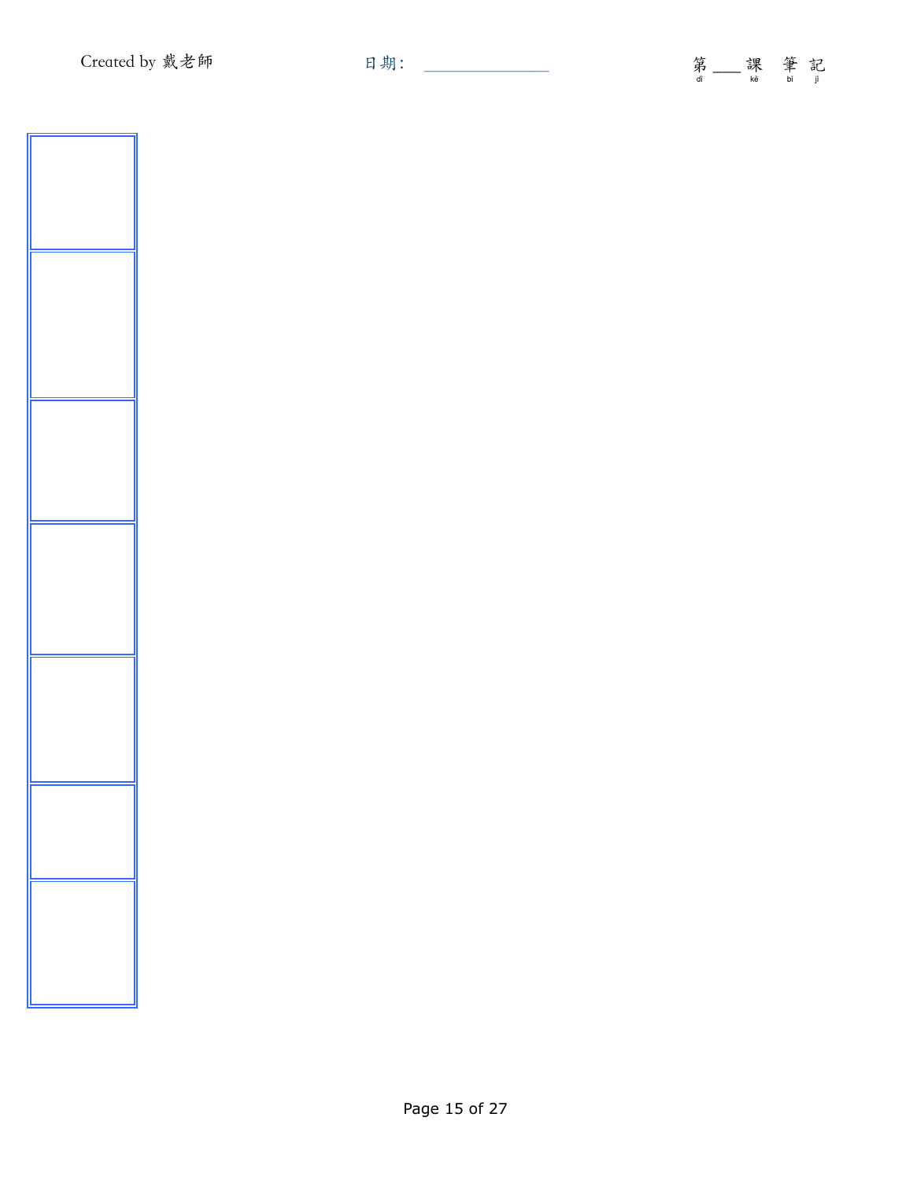日期: ____________

第 ___ 課 筆 記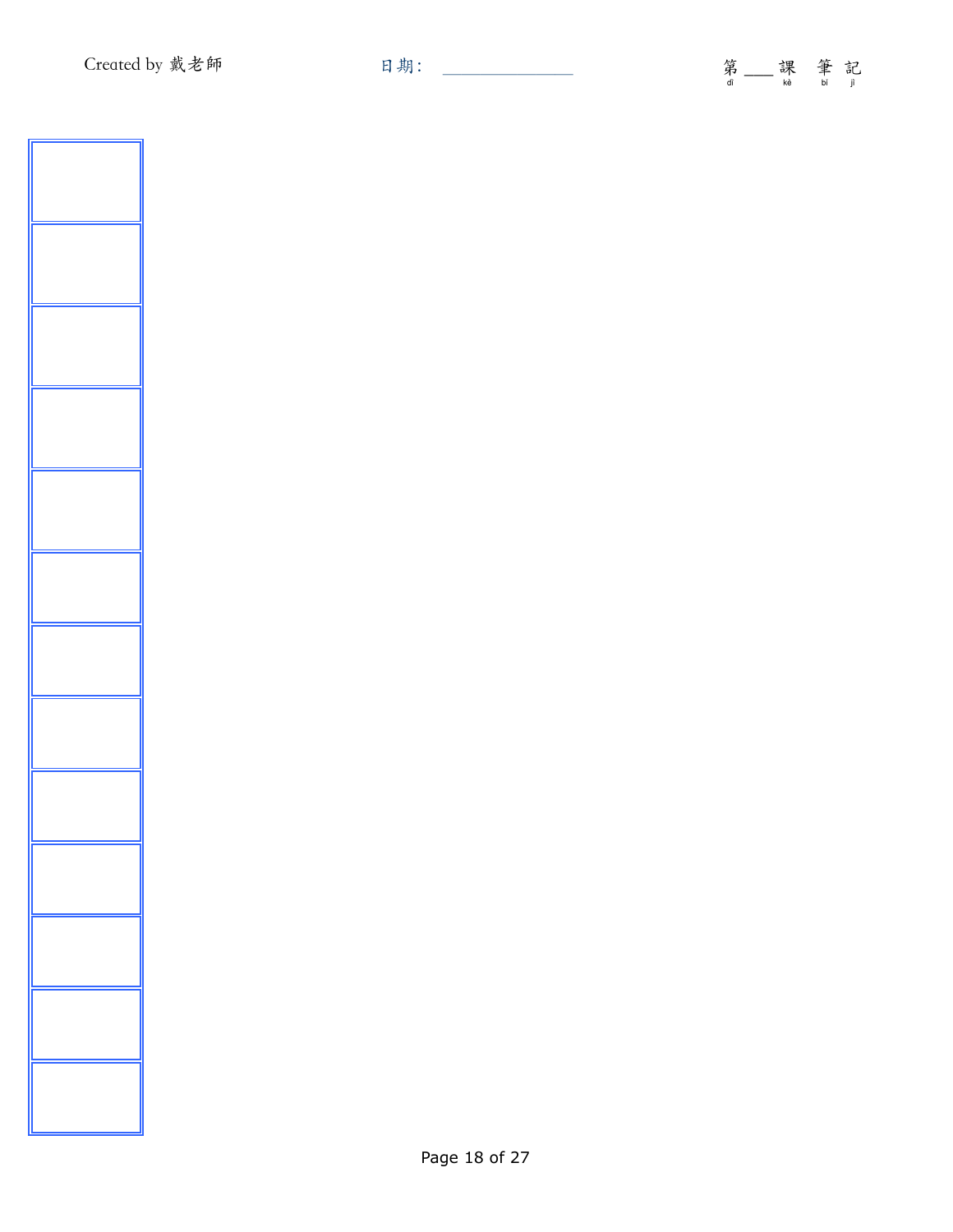日期：______________

第___課 筆記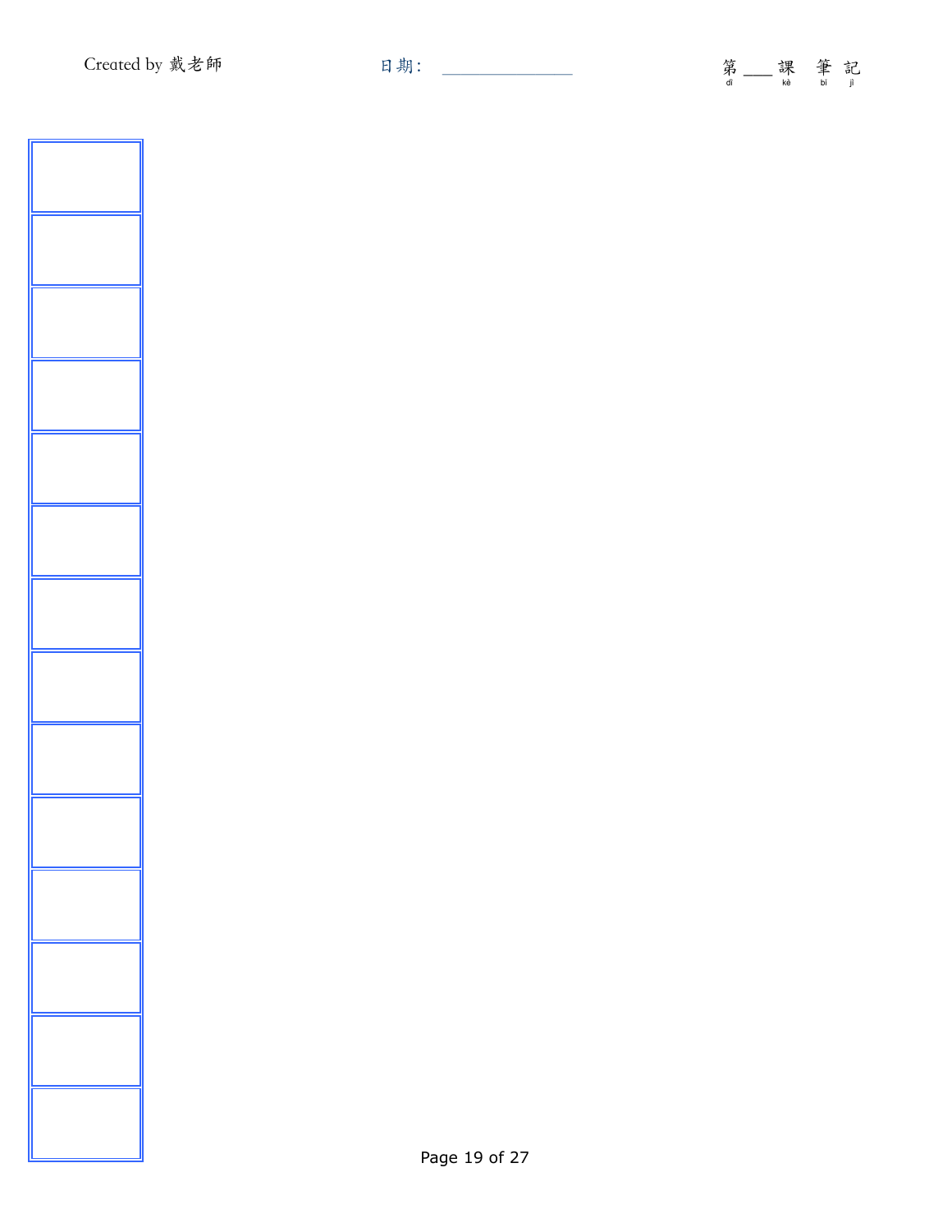Created by 戴老師

日期：______________

第 ___ 課 筆記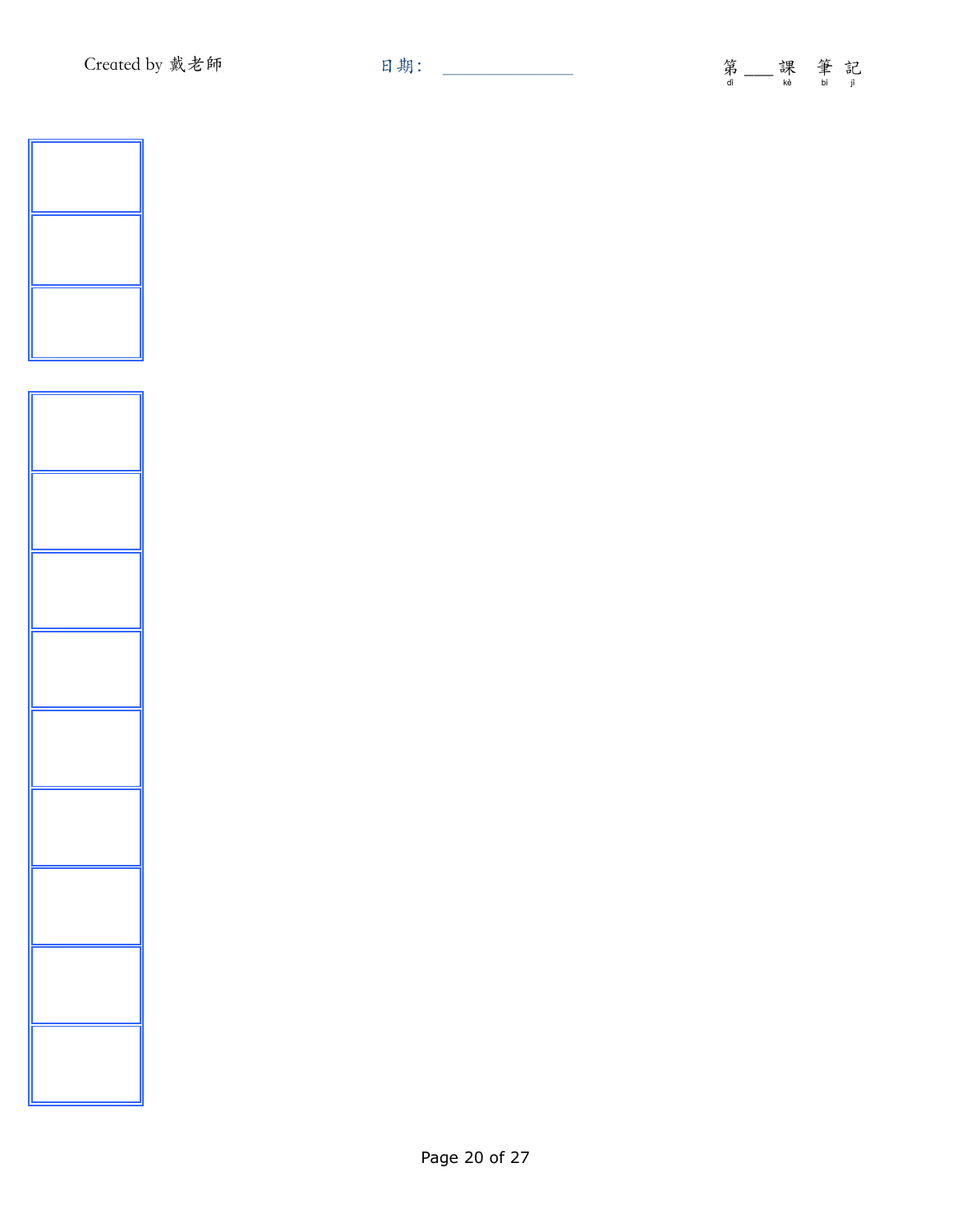Created by 戴老師

日期：\_\_\_\_\_\_\_\_\_\_\_\_

第 \_\_\_ 課 筆 記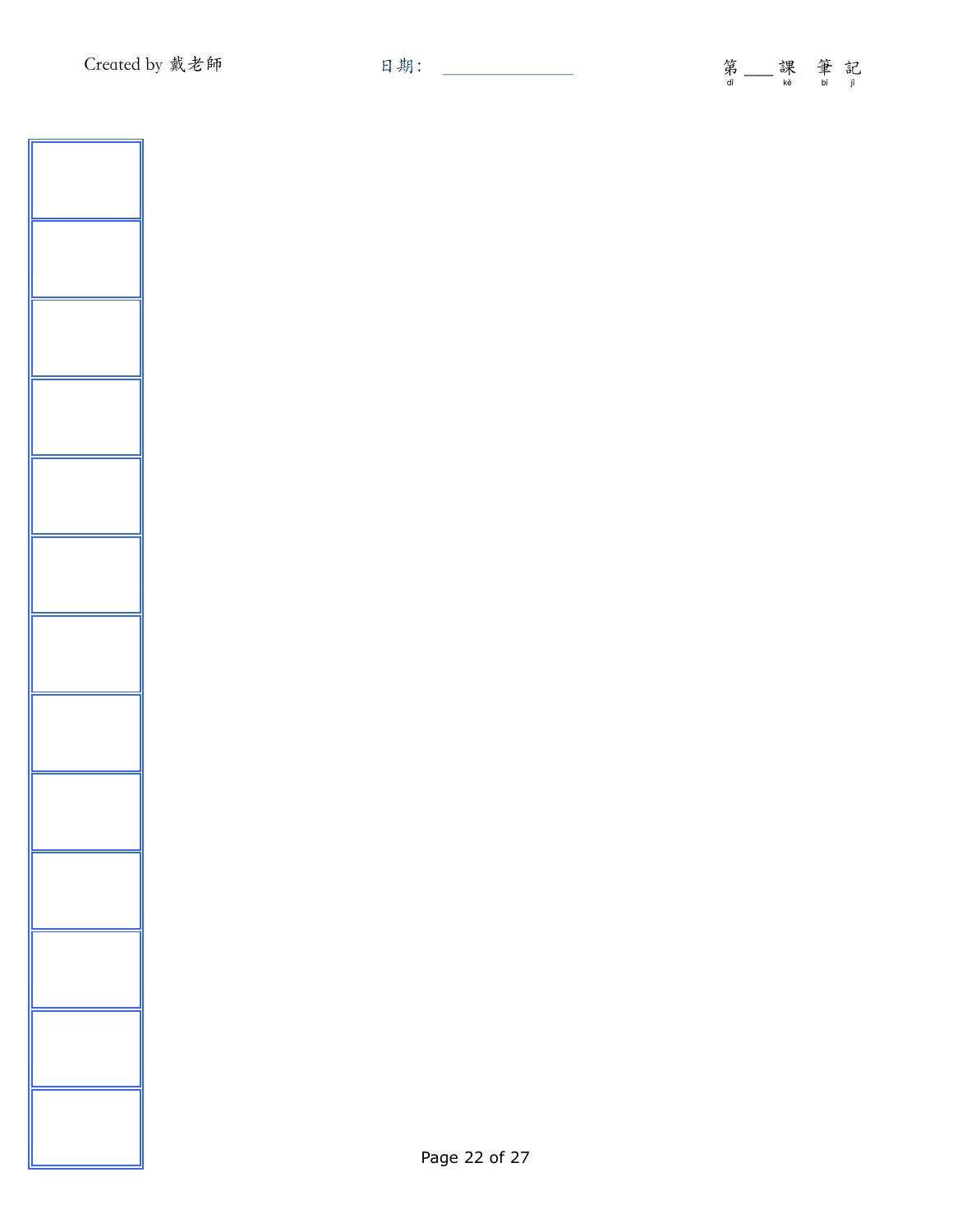日期：\_\_\_\_\_\_\_\_\_\_\_\_

第 \_\_\_ 課 筆記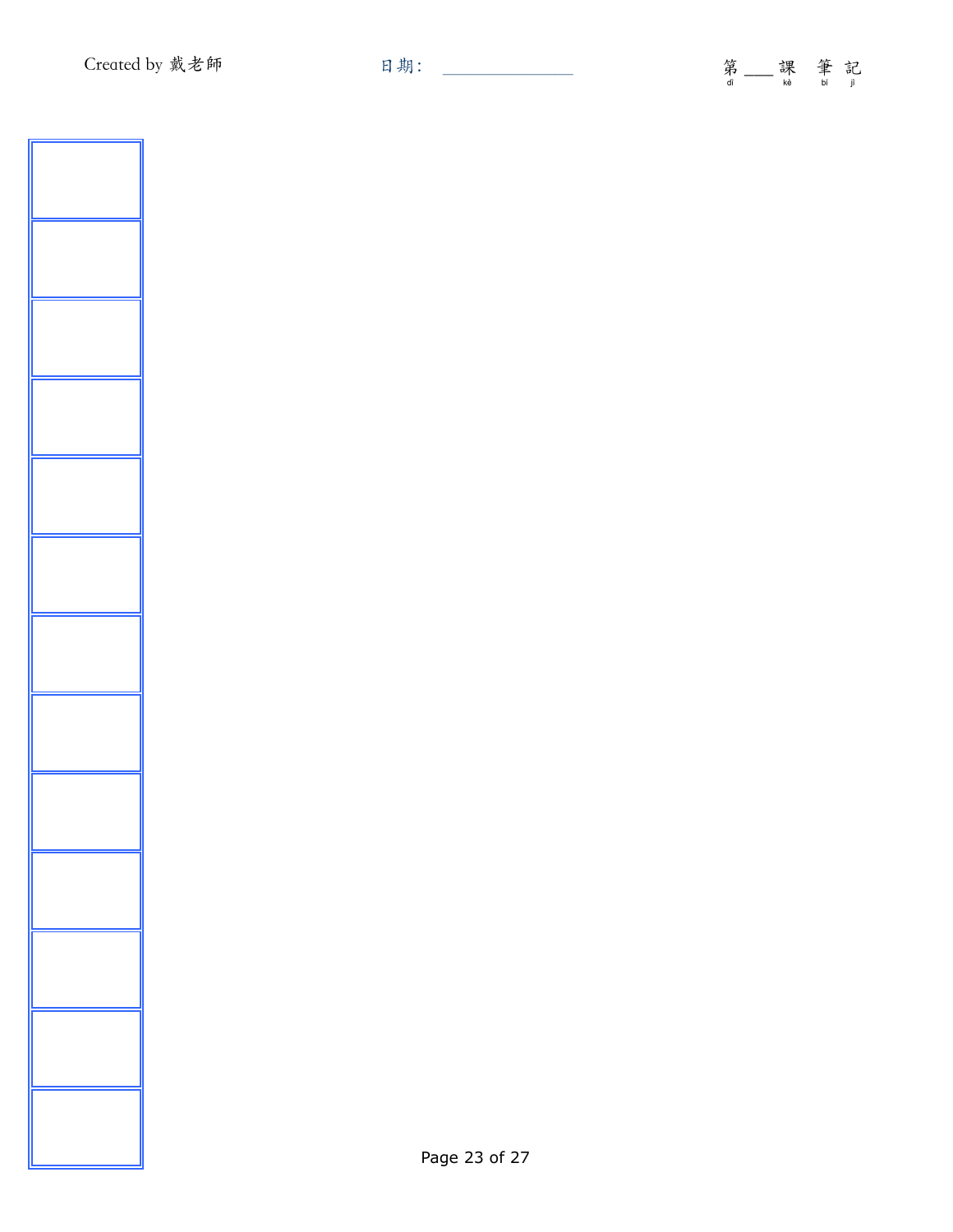Created by 戴老師

日期：

第 ___ 課 筆記

| |
|---|
| |
| |
| |
| |
| |
| |
| |
| |
| |
| |
| |
| |
| |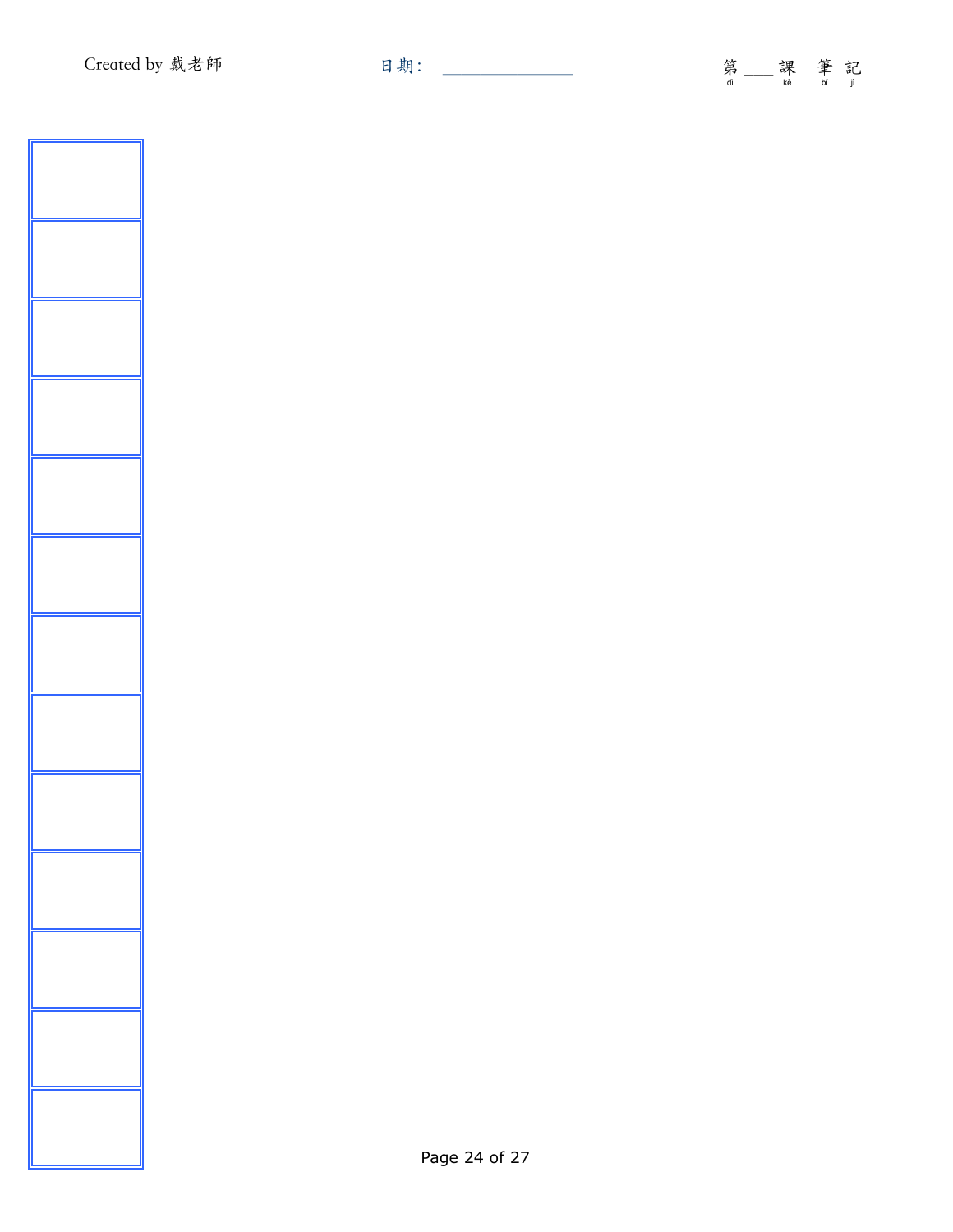Created by 戴老師

日期：\_\_\_\_\_\_\_\_\_\_\_\_\_\_

第\_\_\_課 筆記

|  |
|---|
|  |
|  |
|  |
|  |
|  |
|  |
|  |
|  |
|  |
|  |
|  |
|  |
|  |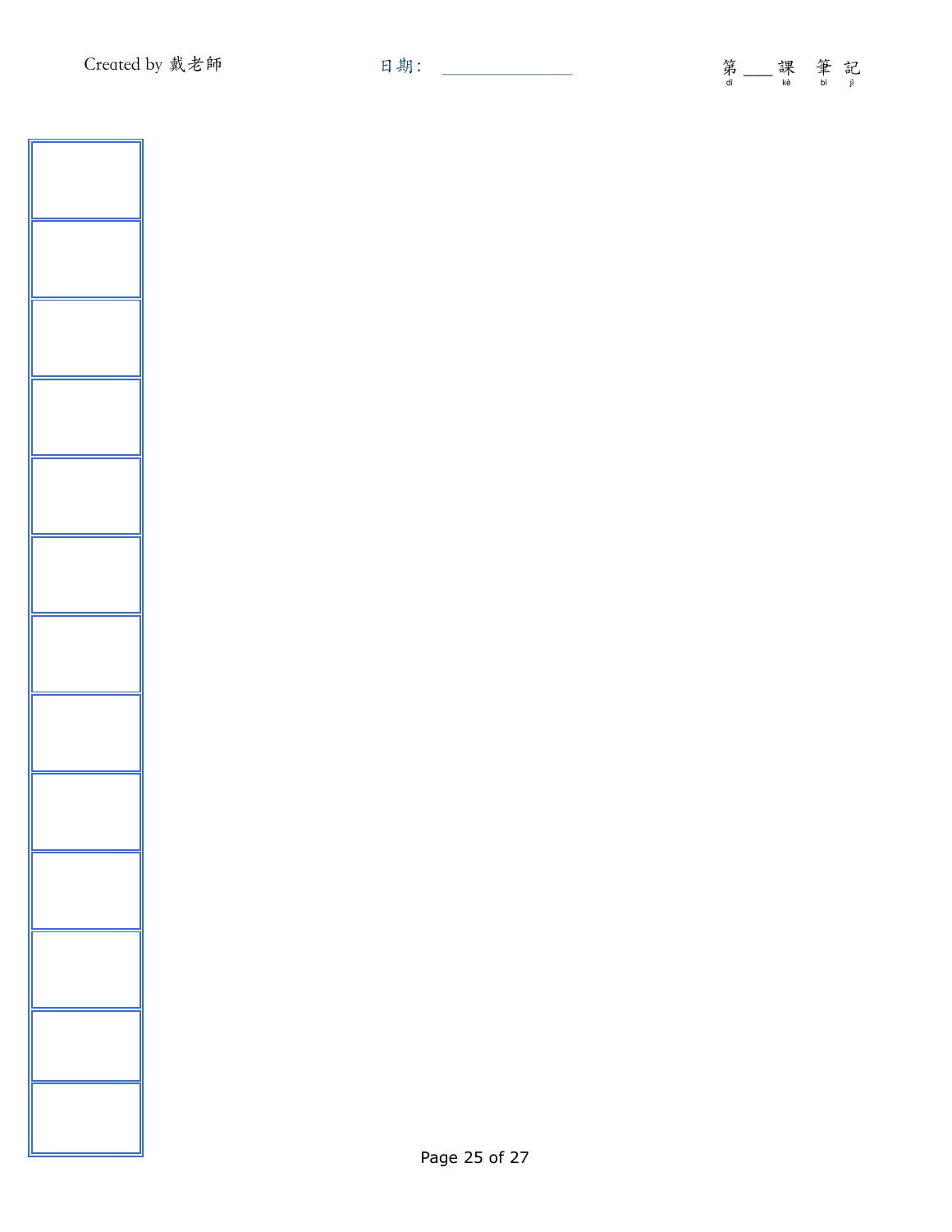Created by 戴老師

日期：＿＿＿＿＿＿

第＿＿課　筆　記

|  |
|---|
|  |
|  |
|  |
|  |
|  |
|  |
|  |
|  |
|  |
|  |
|  |
|  |